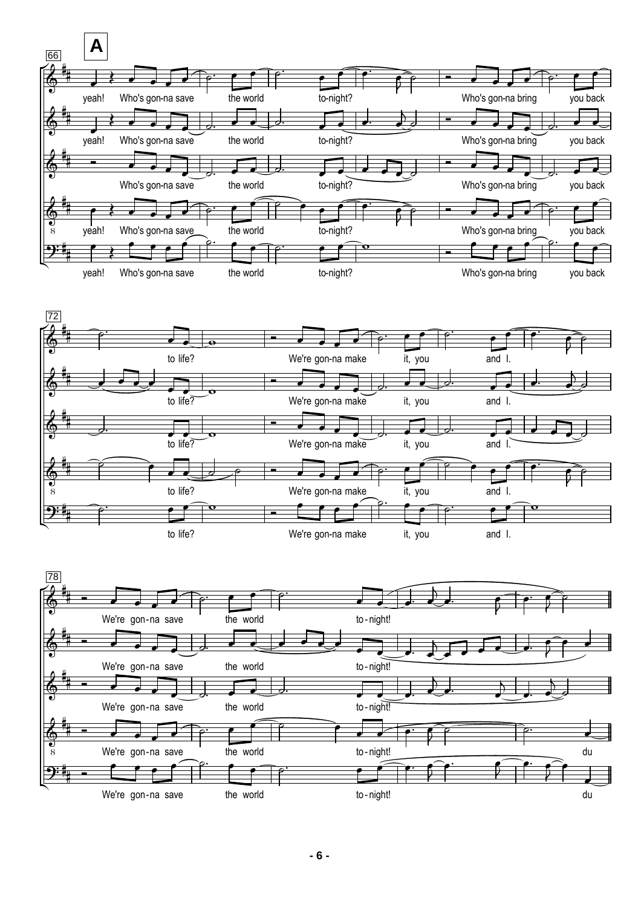**A**

66

yeah! Who's gon-na save the world to-night? Who's gon-na bring you back

72

to life? We're gon-na make it, you and I.

78

We're gon-na save the world to - night! du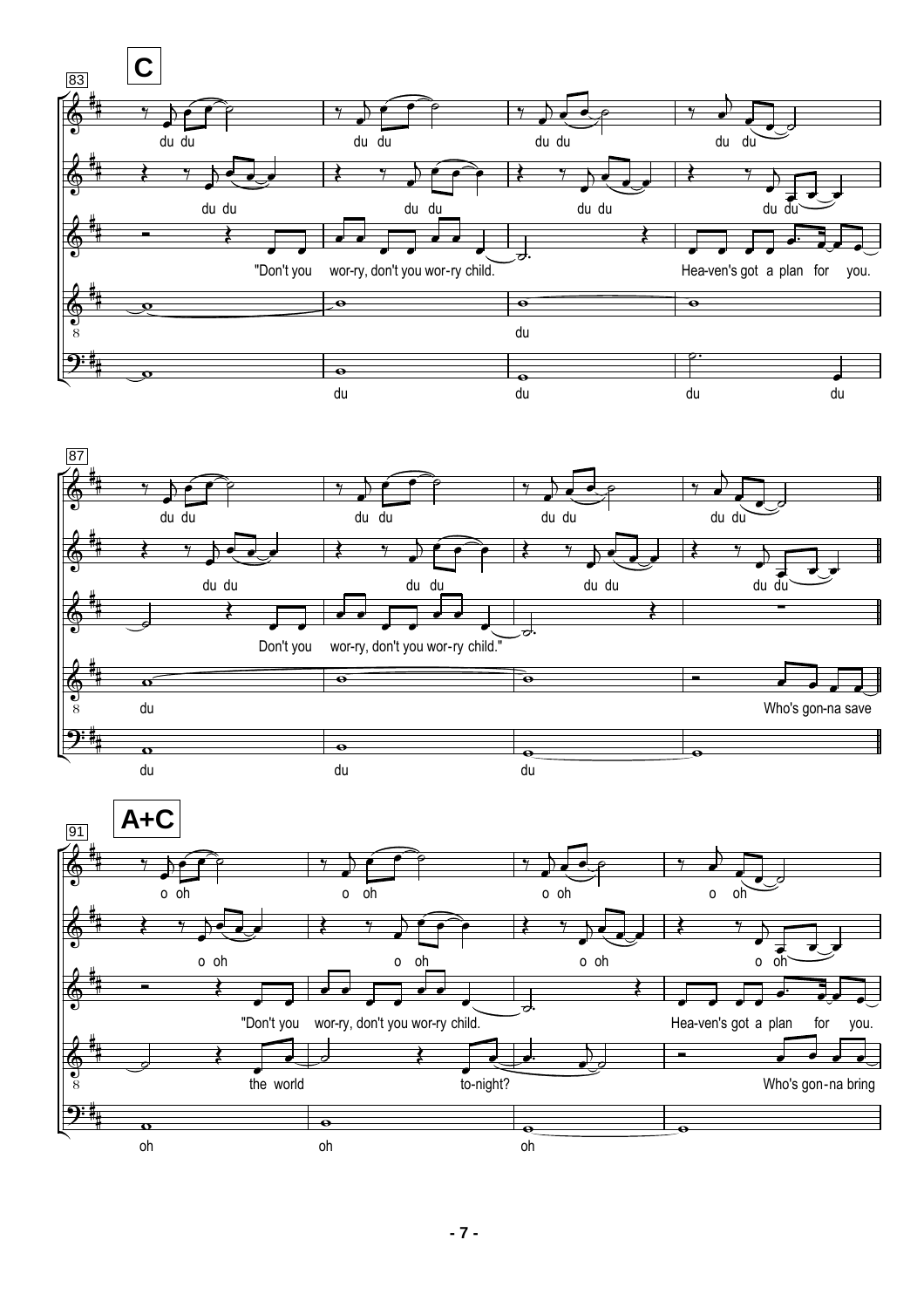**C**

83

du du du du du du du du

du du du du du du du du

"Don't you wor-ry, don't you wor-ry child. Hea-ven's got a plan for you.

du

du du du du

87

du du du du du du du du

du du du du du du du du

Don't you wor-ry, don't you wor-ry child."

du Who's gon-na save

du du du

**A+C**

91

o oh o oh o oh o oh

o oh o oh o oh o oh

"Don't you wor-ry, don't you wor-ry child. Hea-ven's got a plan for you.

the world to-night? Who's gon-na bring

oh oh oh